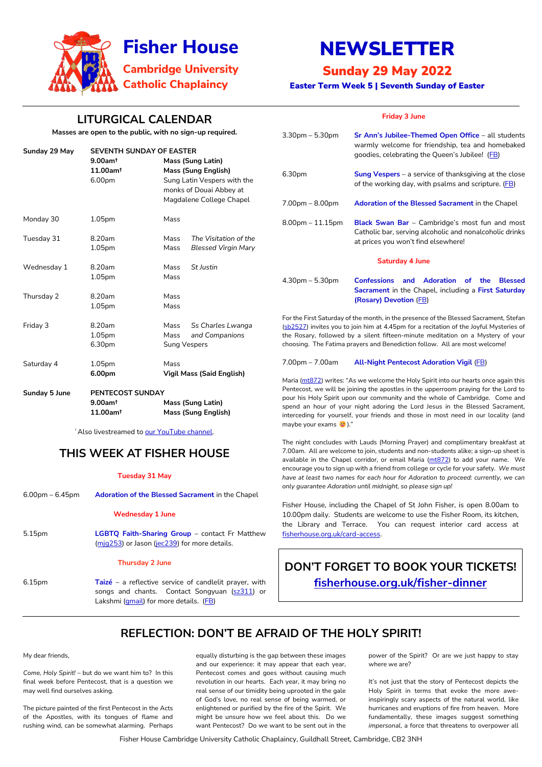# Fisher House

**Cambridge University Catholic Chaplaincy**

# NEWSLETTER

## Sunday 29 May 2022

**Easter Term Week 5 | Seventh Sunday of Easter**

## LITURGICAL CALENDAR

**Masses are open to the public, with no sign-up required.**

| | | |
|---|---|---|
| **Sunday 29 May** | **SEVENTH SUNDAY OF EASTER** | |
| | **9.00am†** | **Mass (Sung Latin)** |
| | **11.00am†** | **Mass (Sung English)** |
| | 6.00pm | Sung Latin Vespers with the monks of Douai Abbey at Magdalene College Chapel |
| Monday 30 | 1.05pm | Mass |
| Tuesday 31 | 8.20am | Mass *The Visitation of the* |
| | 1.05pm | Mass *Blessed Virgin Mary* |
| Wednesday 1 | 8.20am | Mass *St Justin* |
| | 1.05pm | Mass |
| Thursday 2 | 8.20am | Mass |
| | 1.05pm | Mass |
| Friday 3 | 8.20am | Mass *Ss Charles Lwanga* |
| | 1.05pm | Mass *and Companions* |
| | 6.30pm | Sung Vespers |
| Saturday 4 | 1.05pm | Mass |
| | **6.00pm** | **Vigil Mass (Said English)** |
| **Sunday 5 June** | **PENTECOST SUNDAY** | |
| | **9.00am†** | **Mass (Sung Latin)** |
| | **11.00am†** | **Mass (Sung English)** |

† Also livestreamed to our YouTube channel.

## THIS WEEK AT FISHER HOUSE

**Tuesday 31 May**

6.00pm – 6.45pm — **Adoration of the Blessed Sacrament** in the Chapel

**Wednesday 1 June**

5.15pm — **LGBTQ Faith-Sharing Group** – contact Fr Matthew (mjg253) or Jason (jec239) for more details.

**Thursday 2 June**

6.15pm — **Taizé** – a reflective service of candlelit prayer, with songs and chants. Contact Songyuan (sz311) or Lakshmi (gmail) for more details. (FB)

**Friday 3 June**

3.30pm – 5.30pm — **Sr Ann's Jubilee-Themed Open Office** – all students warmly welcome for friendship, tea and homebaked goodies, celebrating the Queen's Jubilee! (FB)

6.30pm — **Sung Vespers** – a service of thanksgiving at the close of the working day, with psalms and scripture. (FB)

7.00pm – 8.00pm — **Adoration of the Blessed Sacrament** in the Chapel

8.00pm – 11.15pm — **Black Swan Bar** – Cambridge's most fun and most Catholic bar, serving alcoholic and nonalcoholic drinks at prices you won't find elsewhere!

**Saturday 4 June**

4.30pm – 5.30pm — **Confessions and Adoration of the Blessed Sacrament** in the Chapel, including a **First Saturday (Rosary) Devotion** (FB)

For the First Saturday of the month, in the presence of the Blessed Sacrament, Stefan (sb2527) invites you to join him at 4.45pm for a recitation of the Joyful Mysteries of the Rosary, followed by a silent fifteen-minute meditation on a Mystery of your choosing. The Fatima prayers and Benediction follow. All are most welcome!

7.00pm – 7.00am — **All-Night Pentecost Adoration Vigil** (FB)

Maria (mt872) writes: "As we welcome the Holy Spirit into our hearts once again this Pentecost, we will be joining the apostles in the upperroom praying for the Lord to pour his Holy Spirit upon our community and the whole of Cambridge. Come and spend an hour of your night adoring the Lord Jesus in the Blessed Sacrament, interceding for yourself, your friends and those in most need in our locality (and maybe your exams 😉)."

The night concludes with Lauds (Morning Prayer) and complimentary breakfast at 7.00am. All are welcome to join, students and non-students alike; a sign-up sheet is available in the Chapel corridor, or email Maria (mt872) to add your name. We encourage you to sign up with a friend from college or cycle for your safety. *We must have at least two names for each hour for Adoration to proceed: currently, we can only guarantee Adoration until midnight, so please sign up!*

Fisher House, including the Chapel of St John Fisher, is open 8.00am to 10.00pm daily. Students are welcome to use the Fisher Room, its kitchen, the Library and Terrace. You can request interior card access at fisherhouse.org.uk/card-access.

**DON'T FORGET TO BOOK YOUR TICKETS!**
**fisherhouse.org.uk/fisher-dinner**

## REFLECTION: DON'T BE AFRAID OF THE HOLY SPIRIT!

My dear friends,

*Come, Holy Spirit!* – but do we want him to? In this final week before Pentecost, that is a question we may well find ourselves asking.

The picture painted of the first Pentecost in the Acts of the Apostles, with its tongues of flame and rushing wind, can be somewhat alarming. Perhaps equally disturbing is the gap between these images and our experience: it may appear that each year, Pentecost comes and goes without causing much revolution in our hearts. Each year, it may bring no real sense of our timidity being uprooted in the gale of God's love, no real sense of being warmed, or enlightened or purified by the fire of the Spirit. We might be unsure how we feel about this. Do we want Pentecost? Do we want to be sent out in the power of the Spirit? Or are we just happy to stay where we are?

It's not just that the story of Pentecost depicts the Holy Spirit in terms that evoke the more awe-inspiringly scary aspects of the natural world, like hurricanes and eruptions of fire from heaven. More fundamentally, these images suggest something *impersonal*, a force that threatens to overpower all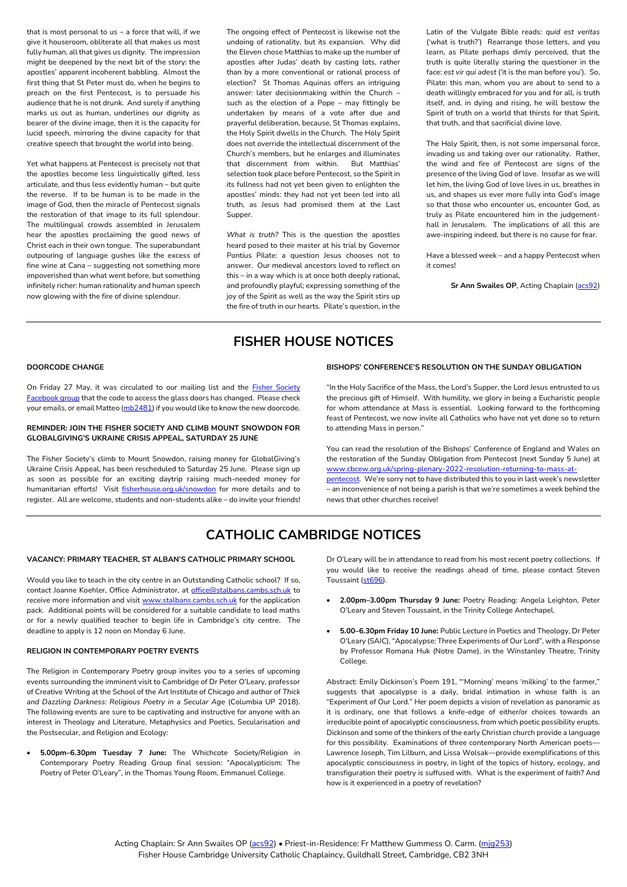that is most personal to us – a force that will, if we give it houseroom, obliterate all that makes us most fully human, all that gives us dignity. The impression might be deepened by the next bit of the story: the apostles' apparent incoherent babbling. Almost the first thing that St Peter must do, when he begins to preach on the first Pentecost, is to persuade his audience that he is not drunk. And surely if anything marks us out as human, underlines our dignity as bearer of the divine image, then it is the capacity for lucid speech, mirroring the divine capacity for that creative speech that brought the world into being.

Yet what happens at Pentecost is precisely not that the apostles become less linguistically gifted, less articulate, and thus less evidently human – but quite the reverse. If to be human is to be made in the image of God, then the miracle of Pentecost signals the restoration of that image to its full splendour. The multilingual crowds assembled in Jerusalem hear the apostles proclaiming the good news of Christ each in their own tongue. The superabundant outpouring of language gushes like the excess of fine wine at Cana – suggesting not something more impoverished than what went before, but something infinitely richer: human rationality and human speech now glowing with the fire of divine splendour.

The ongoing effect of Pentecost is likewise not the undoing of rationality, but its expansion. Why did the Eleven chose Matthias to make up the number of apostles after Judas' death by casting lots, rather than by a more conventional or rational process of election? St Thomas Aquinas offers an intriguing answer: later decisionmaking within the Church – such as the election of a Pope – may fittingly be undertaken by means of a vote after due and prayerful deliberation, because, St Thomas explains, the Holy Spirit dwells in the Church. The Holy Spirit does not override the intellectual discernment of the Church's members, but he enlarges and illuminates that discernment from within. But Matthias' selection took place before Pentecost, so the Spirit in its fullness had not yet been given to enlighten the apostles' minds: they had not yet been led into all truth, as Jesus had promised them at the Last Supper.

*What is truth?* This is the question the apostles heard posed to their master at his trial by Governor Pontius Pilate: a question Jesus chooses not to answer. Our medieval ancestors loved to reflect on this – in a way which is at once both deeply rational, and profoundly playful; expressing something of the joy of the Spirit as well as the way the Spirit stirs up the fire of truth in our hearts. Pilate's question, in the Latin of the Vulgate Bible reads: *quid est veritas* ('what is truth?') Rearrange those letters, and you learn, as Pilate perhaps dimly perceived, that the truth is quite literally staring the questioner in the face: *est vir qui adest* ('it is the man before you'). So, Pilate: this man, whom you are about to send to a death willingly embraced for you and for all, is truth itself, and, in dying and rising, he will bestow the Spirit of truth on a world that thirsts for that Spirit, that truth, and that sacrificial divine love.

The Holy Spirit, then, is not some impersonal force, invading us and taking over our rationality. Rather, the wind and fire of Pentecost are signs of the presence of the living God of love. Insofar as we will let him, the living God of love lives in us, breathes in us, and shapes us ever more fully into God's image so that those who encounter us, encounter God, as truly as Pilate encountered him in the judgement-hall in Jerusalem. The implications of all this are awe-inspiring indeed, but there is no cause for fear.

Have a blessed week – and a happy Pentecost when it comes!

**Sr Ann Swailes OP**, Acting Chaplain (acs92)

# FISHER HOUSE NOTICES

**DOORCODE CHANGE**

On Friday 27 May, it was circulated to our mailing list and the Fisher Society Facebook group that the code to access the glass doors has changed. Please check your emails, or email Matteo (mb2481) if you would like to know the new doorcode.

**REMINDER: JOIN THE FISHER SOCIETY AND CLIMB MOUNT SNOWDON FOR GLOBALGIVING'S UKRAINE CRISIS APPEAL, SATURDAY 25 JUNE**

The Fisher Society's climb to Mount Snowdon, raising money for GlobalGiving's Ukraine Crisis Appeal, has been rescheduled to Saturday 25 June. Please sign up as soon as possible for an exciting daytrip raising much-needed money for humanitarian efforts! Visit fisherhouse.org.uk/snowdon for more details and to register. All are welcome, students and non-students alike – do invite your friends!

**BISHOPS' CONFERENCE'S RESOLUTION ON THE SUNDAY OBLIGATION**

"In the Holy Sacrifice of the Mass, the Lord's Supper, the Lord Jesus entrusted to us the precious gift of Himself. With humility, we glory in being a Eucharistic people for whom attendance at Mass is essential. Looking forward to the forthcoming feast of Pentecost, we now invite all Catholics who have not yet done so to return to attending Mass in person."

You can read the resolution of the Bishops' Conference of England and Wales on the restoration of the Sunday Obligation from Pentecost (next Sunday 5 June) at www.cbcew.org.uk/spring-plenary-2022-resolution-returning-to-mass-at-pentecost. We're sorry not to have distributed this to you in last week's newsletter – an inconvenience of not being a parish is that we're sometimes a week behind the news that other churches receive!

# CATHOLIC CAMBRIDGE NOTICES

**VACANCY: PRIMARY TEACHER, ST ALBAN'S CATHOLIC PRIMARY SCHOOL**

Would you like to teach in the city centre in an Outstanding Catholic school? If so, contact Joanne Koehler, Office Administrator, at office@stalbans.cambs.sch.uk to receive more information and visit www.stalbans.cambs.sch.uk for the application pack. Additional points will be considered for a suitable candidate to lead maths or for a newly qualified teacher to begin life in Cambridge's city centre. The deadline to apply is 12 noon on Monday 6 June.

**RELIGION IN CONTEMPORARY POETRY EVENTS**

The Religion in Contemporary Poetry group invites you to a series of upcoming events surrounding the imminent visit to Cambridge of Dr Peter O'Leary, professor of Creative Writing at the School of the Art Institute of Chicago and author of *Thick and Dazzling Darkness: Religious Poetry in a Secular Age* (Columbia UP 2018). The following events are sure to be captivating and instructive for anyone with an interest in Theology and Literature, Metaphysics and Poetics, Secularisation and the Postsecular, and Religion and Ecology:

- **5.00pm–6.30pm Tuesday 7 June:** The Whichcote Society/Religion in Contemporary Poetry Reading Group final session: "Apocalypticism: The Poetry of Peter O'Leary", in the Thomas Young Room, Emmanuel College.

Dr O'Leary will be in attendance to read from his most recent poetry collections. If you would like to receive the readings ahead of time, please contact Steven Toussaint (st696).

- **2.00pm–3.00pm Thursday 9 June:** Poetry Reading: Angela Leighton, Peter O'Leary and Steven Toussaint, in the Trinity College Antechapel.
- **5.00–6.30pm Friday 10 June:** Public Lecture in Poetics and Theology, Dr Peter O'Leary (SAIC), "Apocalypse: Three Experiments of Our Lord", with a Response by Professor Romana Huk (Notre Dame), in the Winstanley Theatre, Trinity College.

Abstract: Emily Dickinson's Poem 191, "'Morning' means 'milking' to the farmer," suggests that apocalypse is a daily, bridal intimation in whose faith is an "Experiment of Our Lord." Her poem depicts a vision of revelation as panoramic as it is ordinary, one that follows a knife-edge of either/or choices towards an irreducible point of apocalyptic consciousness, from which poetic possibility erupts. Dickinson and some of the thinkers of the early Christian church provide a language for this possibility. Examinations of three contemporary North American poets—Lawrence Joseph, Tim Lilburn, and Lissa Wolsak—provide exemplifications of this apocalyptic consciousness in poetry, in light of the topics of history, ecology, and transfiguration their poetry is suffused with. What is the experiment of faith? And how is it experienced in a poetry of revelation?

Acting Chaplain: Sr Ann Swailes OP (acs92) • Priest-in-Residence: Fr Matthew Gummess O. Carm. (mjg253)
Fisher House Cambridge University Catholic Chaplaincy, Guildhall Street, Cambridge, CB2 3NH